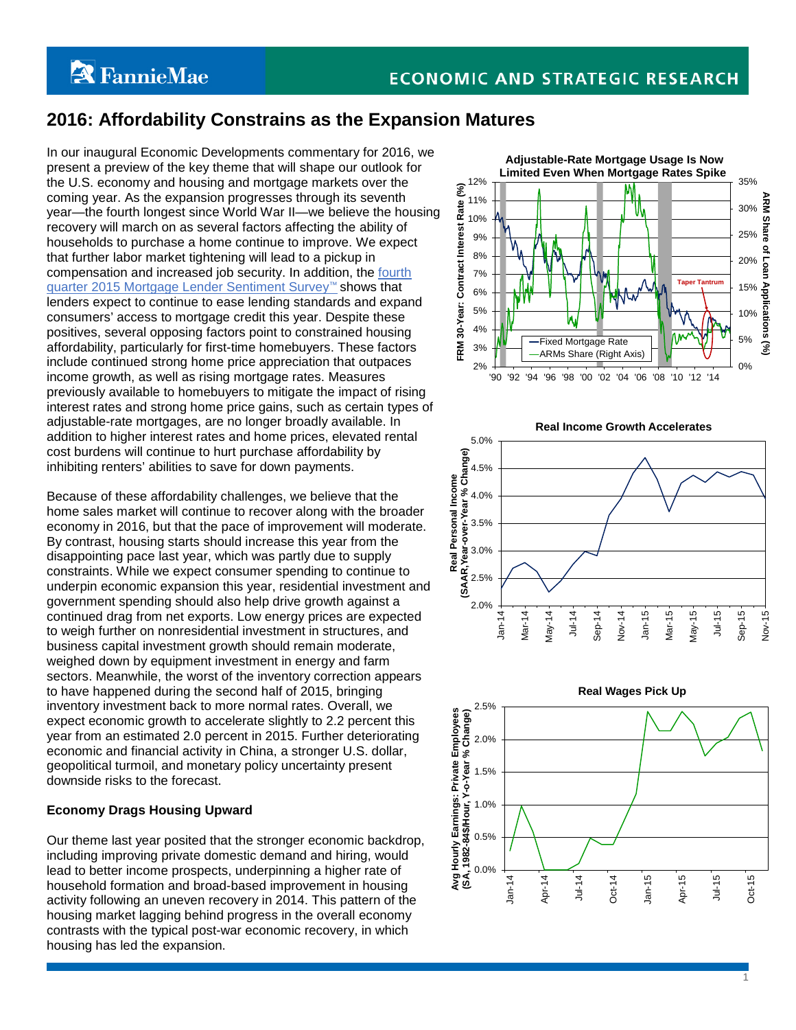## 2016: Affordability Constrains as the Expansion Matures

In our inaugural Economic Developments commentary for 2016, we present a preview of the key theme that will shape our outlook for the U.S. economy and housing and mortgage markets over the coming year. As the expansion progresses through its seventh year—the fourth longest since World War II—we believe the housing recovery will march on as several factors affecting the ability of households to purchase a home continue to improve. We expect that further labor market tightening will lead to a pickup in compensation and increased job security. In addition, the fourth quarter 2015 Mortgage Lender Sentiment Survey™ shows that lenders expect to continue to ease lending standards and expand consumers' access to mortgage credit this year. Despite these positives, several opposing factors point to constrained housing affordability, particularly for first-time homebuyers. These factors include continued strong home price appreciation that outpaces income growth, as well as rising mortgage rates. Measures previously available to homebuyers to mitigate the impact of rising interest rates and strong home price gains, such as certain types of adjustable-rate mortgages, are no longer broadly available. In addition to higher interest rates and home prices, elevated rental cost burdens will continue to hurt purchase affordability by inhibiting renters' abilities to save for down payments.

Because of these affordability challenges, we believe that the home sales market will continue to recover along with the broader economy in 2016, but that the pace of improvement will moderate. By contrast, housing starts should increase this year from the disappointing pace last year, which was partly due to supply constraints. While we expect consumer spending to continue to underpin economic expansion this year, residential investment and government spending should also help drive growth against a continued drag from net exports. Low energy prices are expected to weigh further on nonresidential investment in structures, and business capital investment growth should remain moderate, weighed down by equipment investment in energy and farm sectors. Meanwhile, the worst of the inventory correction appears to have happened during the second half of 2015, bringing inventory investment back to more normal rates. Overall, we expect economic growth to accelerate slightly to 2.2 percent this year from an estimated 2.0 percent in 2015. Further deteriorating economic and financial activity in China, a stronger U.S. dollar, geopolitical turmoil, and monetary policy uncertainty present downside risks to the forecast.

**Economy Drags Housing Upward**

Our theme last year posited that the stronger economic backdrop, including improving private domestic demand and hiring, would lead to better income prospects, underpinning a higher rate of household formation and broad-based improvement in housing activity following an uneven recovery in 2014. This pattern of the housing market lagging behind progress in the overall economy contrasts with the typical post-war economic recovery, in which housing has led the expansion.

**Adjustable-Rate Mortgage Usage Is Now Limited Even When Mortgage Rates Spike**

**Real Income Growth Accelerates**

**Real Wages Pick Up**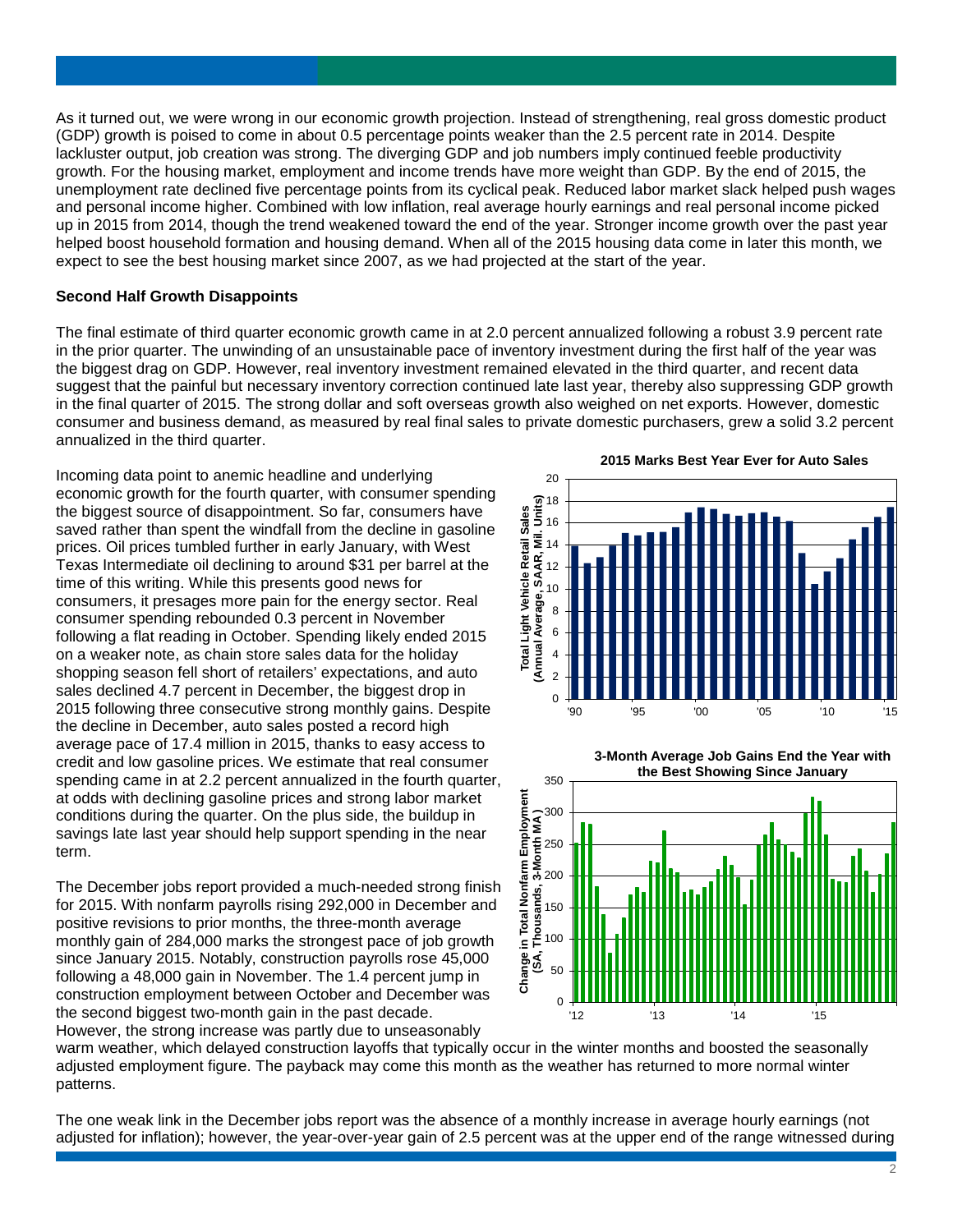As it turned out, we were wrong in our economic growth projection. Instead of strengthening, real gross domestic product (GDP) growth is poised to come in about 0.5 percentage points weaker than the 2.5 percent rate in 2014. Despite lackluster output, job creation was strong. The diverging GDP and job numbers imply continued feeble productivity growth. For the housing market, employment and income trends have more weight than GDP. By the end of 2015, the unemployment rate declined five percentage points from its cyclical peak. Reduced labor market slack helped push wages and personal income higher. Combined with low inflation, real average hourly earnings and real personal income picked up in 2015 from 2014, though the trend weakened toward the end of the year. Stronger income growth over the past year helped boost household formation and housing demand. When all of the 2015 housing data come in later this month, we expect to see the best housing market since 2007, as we had projected at the start of the year.

**Second Half Growth Disappoints**

The final estimate of third quarter economic growth came in at 2.0 percent annualized following a robust 3.9 percent rate in the prior quarter. The unwinding of an unsustainable pace of inventory investment during the first half of the year was the biggest drag on GDP. However, real inventory investment remained elevated in the third quarter, and recent data suggest that the painful but necessary inventory correction continued late last year, thereby also suppressing GDP growth in the final quarter of 2015. The strong dollar and soft overseas growth also weighed on net exports. However, domestic consumer and business demand, as measured by real final sales to private domestic purchasers, grew a solid 3.2 percent annualized in the third quarter.

Incoming data point to anemic headline and underlying economic growth for the fourth quarter, with consumer spending the biggest source of disappointment. So far, consumers have saved rather than spent the windfall from the decline in gasoline prices. Oil prices tumbled further in early January, with West Texas Intermediate oil declining to around $31 per barrel at the time of this writing. While this presents good news for consumers, it presages more pain for the energy sector. Real consumer spending rebounded 0.3 percent in November following a flat reading in October. Spending likely ended 2015 on a weaker note, as chain store sales data for the holiday shopping season fell short of retailers' expectations, and auto sales declined 4.7 percent in December, the biggest drop in 2015 following three consecutive strong monthly gains. Despite the decline in December, auto sales posted a record high average pace of 17.4 million in 2015, thanks to easy access to credit and low gasoline prices. We estimate that real consumer spending came in at 2.2 percent annualized in the fourth quarter, at odds with declining gasoline prices and strong labor market conditions during the quarter. On the plus side, the buildup in savings late last year should help support spending in the near term.

**2015 Marks Best Year Ever for Auto Sales**

**3-Month Average Job Gains End the Year with the Best Showing Since January**

The December jobs report provided a much-needed strong finish for 2015. With nonfarm payrolls rising 292,000 in December and positive revisions to prior months, the three-month average monthly gain of 284,000 marks the strongest pace of job growth since January 2015. Notably, construction payrolls rose 45,000 following a 48,000 gain in November. The 1.4 percent jump in construction employment between October and December was the second biggest two-month gain in the past decade. However, the strong increase was partly due to unseasonably warm weather, which delayed construction layoffs that typically occur in the winter months and boosted the seasonally adjusted employment figure. The payback may come this month as the weather has returned to more normal winter patterns.

The one weak link in the December jobs report was the absence of a monthly increase in average hourly earnings (not adjusted for inflation); however, the year-over-year gain of 2.5 percent was at the upper end of the range witnessed during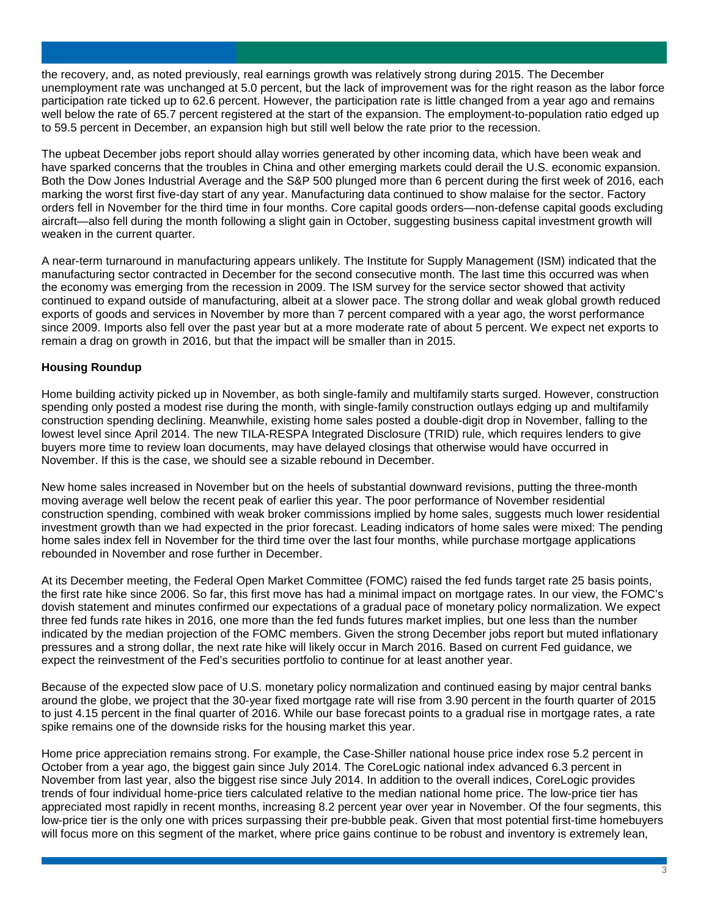the recovery, and, as noted previously, real earnings growth was relatively strong during 2015. The December unemployment rate was unchanged at 5.0 percent, but the lack of improvement was for the right reason as the labor force participation rate ticked up to 62.6 percent. However, the participation rate is little changed from a year ago and remains well below the rate of 65.7 percent registered at the start of the expansion. The employment-to-population ratio edged up to 59.5 percent in December, an expansion high but still well below the rate prior to the recession.

The upbeat December jobs report should allay worries generated by other incoming data, which have been weak and have sparked concerns that the troubles in China and other emerging markets could derail the U.S. economic expansion. Both the Dow Jones Industrial Average and the S&P 500 plunged more than 6 percent during the first week of 2016, each marking the worst first five-day start of any year. Manufacturing data continued to show malaise for the sector. Factory orders fell in November for the third time in four months. Core capital goods orders—non-defense capital goods excluding aircraft—also fell during the month following a slight gain in October, suggesting business capital investment growth will weaken in the current quarter.

A near-term turnaround in manufacturing appears unlikely. The Institute for Supply Management (ISM) indicated that the manufacturing sector contracted in December for the second consecutive month. The last time this occurred was when the economy was emerging from the recession in 2009. The ISM survey for the service sector showed that activity continued to expand outside of manufacturing, albeit at a slower pace. The strong dollar and weak global growth reduced exports of goods and services in November by more than 7 percent compared with a year ago, the worst performance since 2009. Imports also fell over the past year but at a more moderate rate of about 5 percent. We expect net exports to remain a drag on growth in 2016, but that the impact will be smaller than in 2015.

**Housing Roundup**

Home building activity picked up in November, as both single-family and multifamily starts surged. However, construction spending only posted a modest rise during the month, with single-family construction outlays edging up and multifamily construction spending declining. Meanwhile, existing home sales posted a double-digit drop in November, falling to the lowest level since April 2014. The new TILA-RESPA Integrated Disclosure (TRID) rule, which requires lenders to give buyers more time to review loan documents, may have delayed closings that otherwise would have occurred in November. If this is the case, we should see a sizable rebound in December.

New home sales increased in November but on the heels of substantial downward revisions, putting the three-month moving average well below the recent peak of earlier this year. The poor performance of November residential construction spending, combined with weak broker commissions implied by home sales, suggests much lower residential investment growth than we had expected in the prior forecast. Leading indicators of home sales were mixed: The pending home sales index fell in November for the third time over the last four months, while purchase mortgage applications rebounded in November and rose further in December.

At its December meeting, the Federal Open Market Committee (FOMC) raised the fed funds target rate 25 basis points, the first rate hike since 2006. So far, this first move has had a minimal impact on mortgage rates. In our view, the FOMC's dovish statement and minutes confirmed our expectations of a gradual pace of monetary policy normalization. We expect three fed funds rate hikes in 2016, one more than the fed funds futures market implies, but one less than the number indicated by the median projection of the FOMC members. Given the strong December jobs report but muted inflationary pressures and a strong dollar, the next rate hike will likely occur in March 2016. Based on current Fed guidance, we expect the reinvestment of the Fed's securities portfolio to continue for at least another year.

Because of the expected slow pace of U.S. monetary policy normalization and continued easing by major central banks around the globe, we project that the 30-year fixed mortgage rate will rise from 3.90 percent in the fourth quarter of 2015 to just 4.15 percent in the final quarter of 2016. While our base forecast points to a gradual rise in mortgage rates, a rate spike remains one of the downside risks for the housing market this year.

Home price appreciation remains strong. For example, the Case-Shiller national house price index rose 5.2 percent in October from a year ago, the biggest gain since July 2014. The CoreLogic national index advanced 6.3 percent in November from last year, also the biggest rise since July 2014. In addition to the overall indices, CoreLogic provides trends of four individual home-price tiers calculated relative to the median national home price. The low-price tier has appreciated most rapidly in recent months, increasing 8.2 percent year over year in November. Of the four segments, this low-price tier is the only one with prices surpassing their pre-bubble peak. Given that most potential first-time homebuyers will focus more on this segment of the market, where price gains continue to be robust and inventory is extremely lean,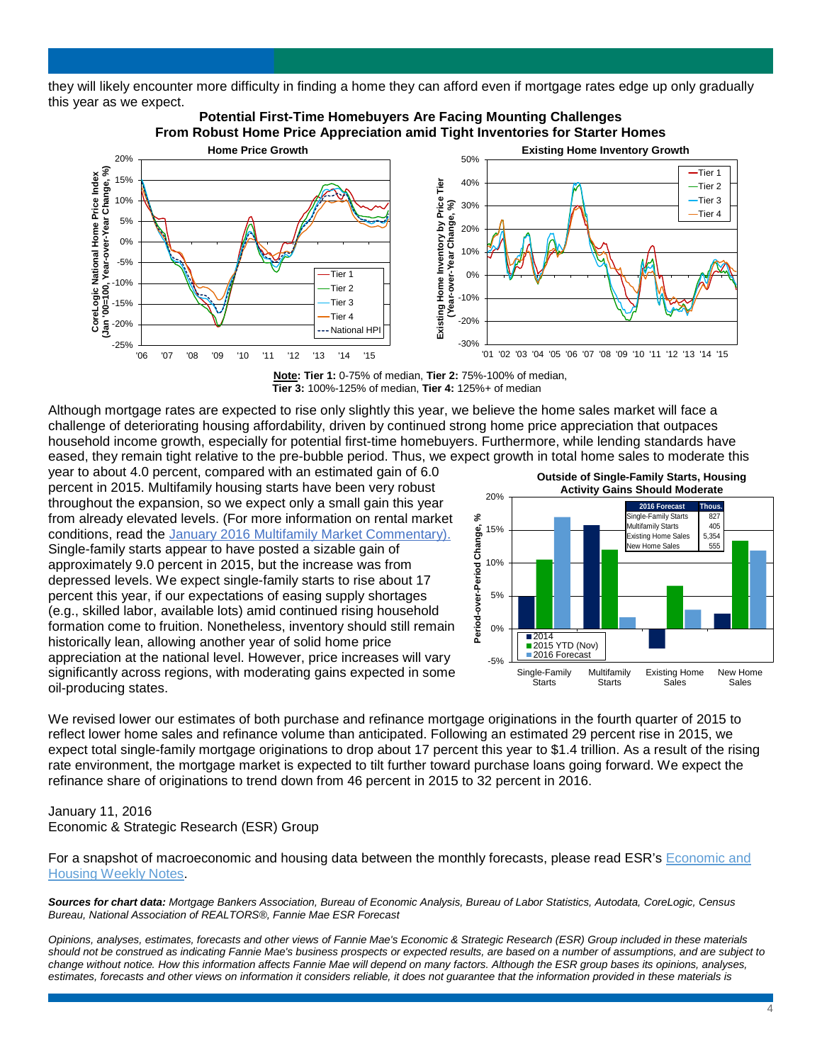they will likely encounter more difficulty in finding a home they can afford even if mortgage rates edge up only gradually this year as we expect.

**Potential First-Time Homebuyers Are Facing Mounting Challenges From Robust Home Price Appreciation amid Tight Inventories for Starter Homes**

**Note:** **Tier 1:** 0-75% of median, **Tier 2:** 75%-100% of median, **Tier 3:** 100%-125% of median, **Tier 4:** 125%+ of median

Although mortgage rates are expected to rise only slightly this year, we believe the home sales market will face a challenge of deteriorating housing affordability, driven by continued strong home price appreciation that outpaces household income growth, especially for potential first-time homebuyers. Furthermore, while lending standards have eased, they remain tight relative to the pre-bubble period. Thus, we expect growth in total home sales to moderate this year to about 4.0 percent, compared with an estimated gain of 6.0 percent in 2015. Multifamily housing starts have been very robust throughout the expansion, so we expect only a small gain this year from already elevated levels. (For more information on rental market conditions, read the January 2016 Multifamily Market Commentary). Single-family starts appear to have posted a sizable gain of approximately 9.0 percent in 2015, but the increase was from depressed levels. We expect single-family starts to rise about 17 percent this year, if our expectations of easing supply shortages (e.g., skilled labor, available lots) amid continued rising household formation come to fruition. Nonetheless, inventory should still remain historically lean, allowing another year of solid home price appreciation at the national level. However, price increases will vary significantly across regions, with moderating gains expected in some oil-producing states.

**Outside of Single-Family Starts, Housing Activity Gains Should Moderate**

| 2016 Forecast | Thous. |
|---|---|
| Single-Family Starts | 827 |
| Multifamily Starts | 405 |
| Existing Home Sales | 5,354 |
| New Home Sales | 555 |

We revised lower our estimates of both purchase and refinance mortgage originations in the fourth quarter of 2015 to reflect lower home sales and refinance volume than anticipated. Following an estimated 29 percent rise in 2015, we expect total single-family mortgage originations to drop about 17 percent this year to $1.4 trillion. As a result of the rising rate environment, the mortgage market is expected to tilt further toward purchase loans going forward. We expect the refinance share of originations to trend down from 46 percent in 2015 to 32 percent in 2016.

January 11, 2016
Economic & Strategic Research (ESR) Group

For a snapshot of macroeconomic and housing data between the monthly forecasts, please read ESR's Economic and Housing Weekly Notes.

***Sources for chart data:*** *Mortgage Bankers Association, Bureau of Economic Analysis, Bureau of Labor Statistics, Autodata, CoreLogic, Census Bureau, National Association of REALTORS®, Fannie Mae ESR Forecast*

*Opinions, analyses, estimates, forecasts and other views of Fannie Mae's Economic & Strategic Research (ESR) Group included in these materials should not be construed as indicating Fannie Mae's business prospects or expected results, are based on a number of assumptions, and are subject to change without notice. How this information affects Fannie Mae will depend on many factors. Although the ESR group bases its opinions, analyses, estimates, forecasts and other views on information it considers reliable, it does not guarantee that the information provided in these materials is*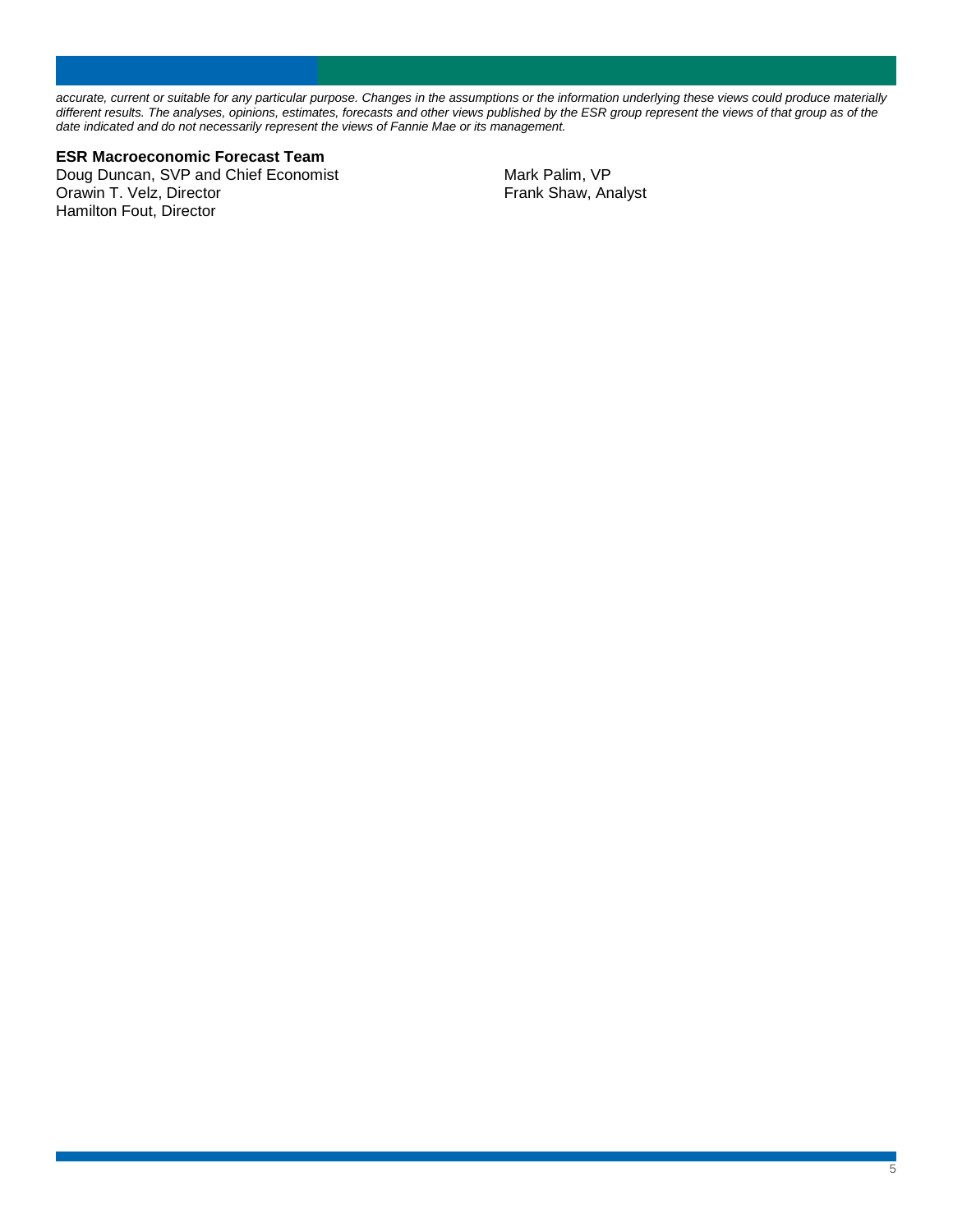*accurate, current or suitable for any particular purpose. Changes in the assumptions or the information underlying these views could produce materially different results. The analyses, opinions, estimates, forecasts and other views published by the ESR group represent the views of that group as of the date indicated and do not necessarily represent the views of Fannie Mae or its management.*

**ESR Macroeconomic Forecast Team**

Doug Duncan, SVP and Chief Economist
Orawin T. Velz, Director
Hamilton Fout, Director
Mark Palim, VP
Frank Shaw, Analyst